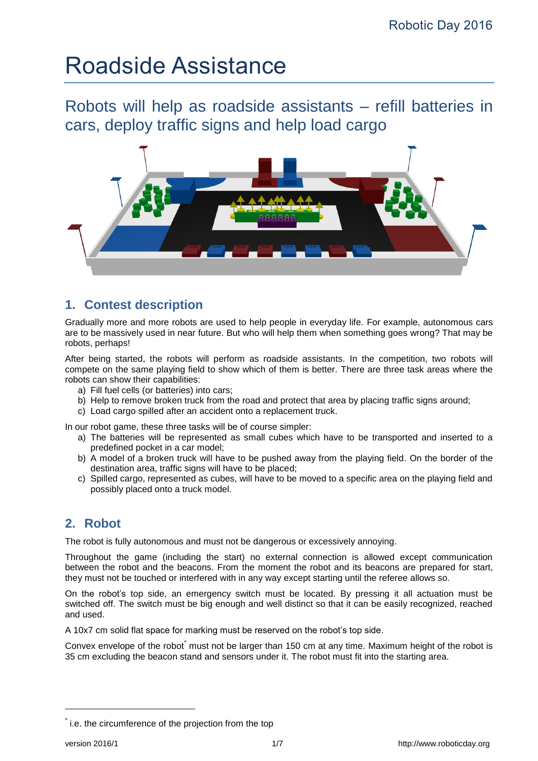# Roadside Assistance

## Robots will help as roadside assistants – refill batteries in cars, deploy traffic signs and help load cargo

## 1. Contest description

Gradually more and more robots are used to help people in everyday life. For example, autonomous cars are to be massively used in near future. But who will help them when something goes wrong? That may be robots, perhaps!

After being started, the robots will perform as roadside assistants. In the competition, two robots will compete on the same playing field to show which of them is better. There are three task areas where the robots can show their capabilities:

a) Fill fuel cells (or batteries) into cars;
b) Help to remove broken truck from the road and protect that area by placing traffic signs around;
c) Load cargo spilled after an accident onto a replacement truck.

In our robot game, these three tasks will be of course simpler:

a) The batteries will be represented as small cubes which have to be transported and inserted to a predefined pocket in a car model;
b) A model of a broken truck will have to be pushed away from the playing field. On the border of the destination area, traffic signs will have to be placed;
c) Spilled cargo, represented as cubes, will have to be moved to a specific area on the playing field and possibly placed onto a truck model.

## 2. Robot

The robot is fully autonomous and must not be dangerous or excessively annoying.

Throughout the game (including the start) no external connection is allowed except communication between the robot and the beacons. From the moment the robot and its beacons are prepared for start, they must not be touched or interfered with in any way except starting until the referee allows so.

On the robot's top side, an emergency switch must be located. By pressing it all actuation must be switched off. The switch must be big enough and well distinct so that it can be easily recognized, reached and used.

A 10x7 cm solid flat space for marking must be reserved on the robot's top side.

Convex envelope of the robot* must not be larger than 150 cm at any time. Maximum height of the robot is 35 cm excluding the beacon stand and sensors under it. The robot must fit into the starting area.

* i.e. the circumference of the projection from the top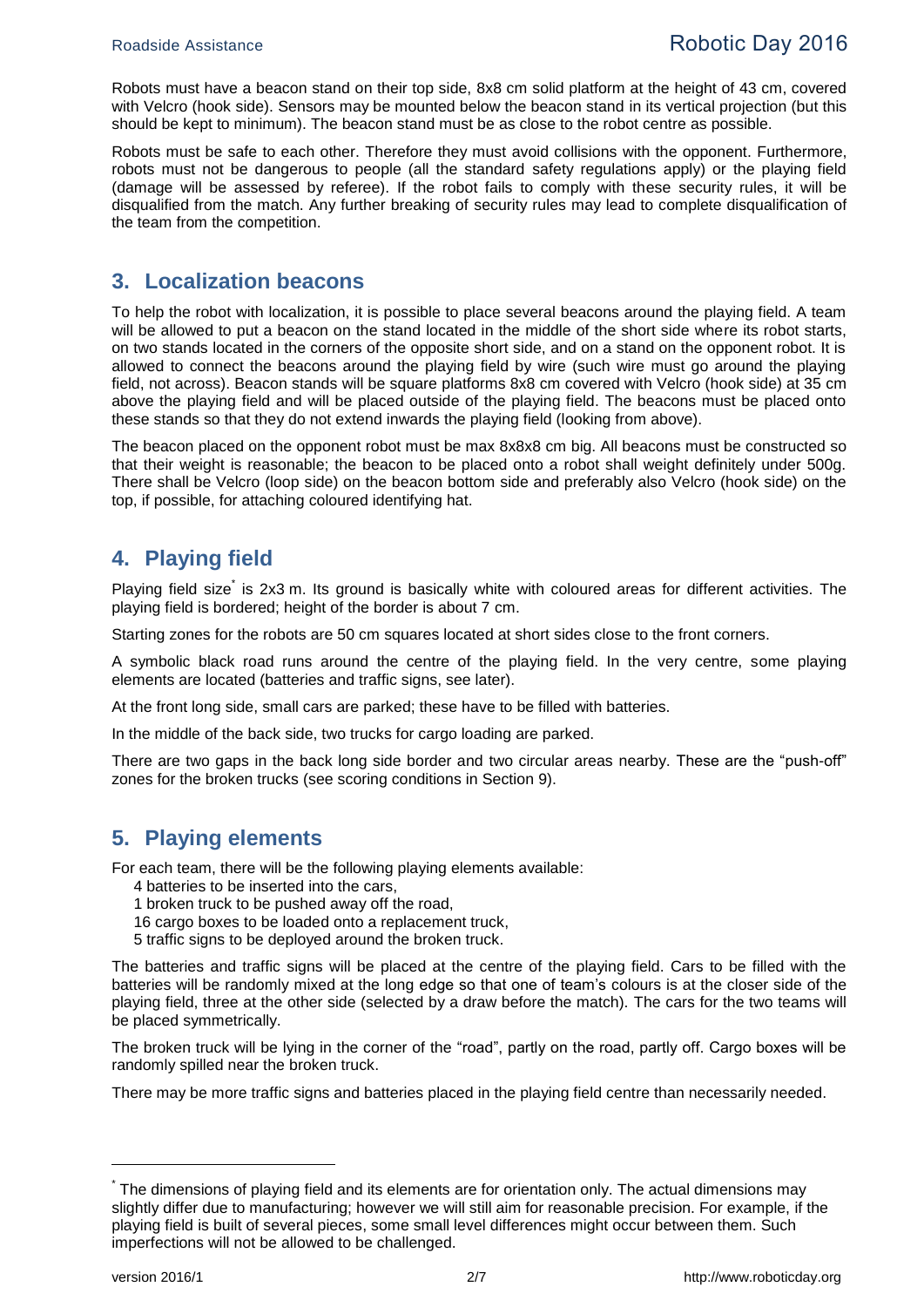Robots must have a beacon stand on their top side, 8x8 cm solid platform at the height of 43 cm, covered with Velcro (hook side). Sensors may be mounted below the beacon stand in its vertical projection (but this should be kept to minimum). The beacon stand must be as close to the robot centre as possible.

Robots must be safe to each other. Therefore they must avoid collisions with the opponent. Furthermore, robots must not be dangerous to people (all the standard safety regulations apply) or the playing field (damage will be assessed by referee). If the robot fails to comply with these security rules, it will be disqualified from the match. Any further breaking of security rules may lead to complete disqualification of the team from the competition.

## 3. Localization beacons

To help the robot with localization, it is possible to place several beacons around the playing field. A team will be allowed to put a beacon on the stand located in the middle of the short side where its robot starts, on two stands located in the corners of the opposite short side, and on a stand on the opponent robot. It is allowed to connect the beacons around the playing field by wire (such wire must go around the playing field, not across). Beacon stands will be square platforms 8x8 cm covered with Velcro (hook side) at 35 cm above the playing field and will be placed outside of the playing field. The beacons must be placed onto these stands so that they do not extend inwards the playing field (looking from above).

The beacon placed on the opponent robot must be max 8x8x8 cm big. All beacons must be constructed so that their weight is reasonable; the beacon to be placed onto a robot shall weight definitely under 500g. There shall be Velcro (loop side) on the beacon bottom side and preferably also Velcro (hook side) on the top, if possible, for attaching coloured identifying hat.

## 4. Playing field

Playing field size* is 2x3 m. Its ground is basically white with coloured areas for different activities. The playing field is bordered; height of the border is about 7 cm.

Starting zones for the robots are 50 cm squares located at short sides close to the front corners.

A symbolic black road runs around the centre of the playing field. In the very centre, some playing elements are located (batteries and traffic signs, see later).

At the front long side, small cars are parked; these have to be filled with batteries.

In the middle of the back side, two trucks for cargo loading are parked.

There are two gaps in the back long side border and two circular areas nearby. These are the "push-off" zones for the broken trucks (see scoring conditions in Section 9).

## 5. Playing elements

For each team, there will be the following playing elements available:

- 4 batteries to be inserted into the cars,
- 1 broken truck to be pushed away off the road,
- 16 cargo boxes to be loaded onto a replacement truck,
- 5 traffic signs to be deployed around the broken truck.

The batteries and traffic signs will be placed at the centre of the playing field. Cars to be filled with the batteries will be randomly mixed at the long edge so that one of team's colours is at the closer side of the playing field, three at the other side (selected by a draw before the match). The cars for the two teams will be placed symmetrically.

The broken truck will be lying in the corner of the "road", partly on the road, partly off. Cargo boxes will be randomly spilled near the broken truck.

There may be more traffic signs and batteries placed in the playing field centre than necessarily needed.

---

* The dimensions of playing field and its elements are for orientation only. The actual dimensions may slightly differ due to manufacturing; however we will still aim for reasonable precision. For example, if the playing field is built of several pieces, some small level differences might occur between them. Such imperfections will not be allowed to be challenged.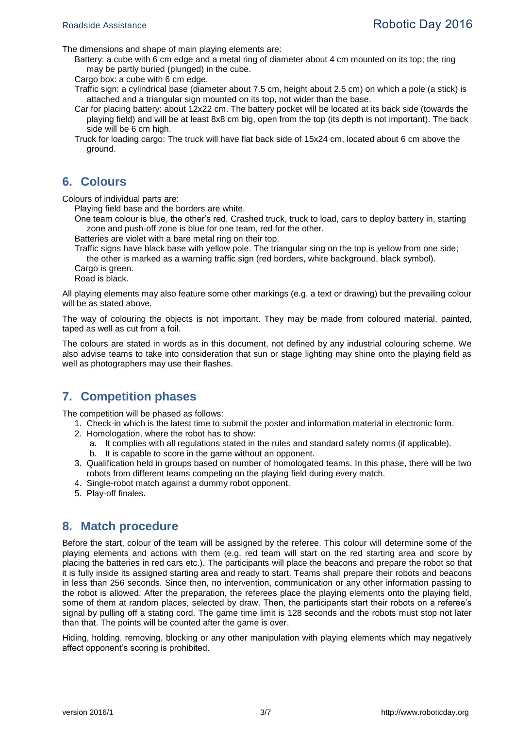The dimensions and shape of main playing elements are:

- Battery: a cube with 6 cm edge and a metal ring of diameter about 4 cm mounted on its top; the ring may be partly buried (plunged) in the cube.
- Cargo box: a cube with 6 cm edge.
- Traffic sign: a cylindrical base (diameter about 7.5 cm, height about 2.5 cm) on which a pole (a stick) is attached and a triangular sign mounted on its top, not wider than the base.
- Car for placing battery: about 12x22 cm. The battery pocket will be located at its back side (towards the playing field) and will be at least 8x8 cm big, open from the top (its depth is not important). The back side will be 6 cm high.
- Truck for loading cargo: The truck will have flat back side of 15x24 cm, located about 6 cm above the ground.

## 6. Colours

Colours of individual parts are:

- Playing field base and the borders are white.
- One team colour is blue, the other's red. Crashed truck, truck to load, cars to deploy battery in, starting zone and push-off zone is blue for one team, red for the other.
- Batteries are violet with a bare metal ring on their top.
- Traffic signs have black base with yellow pole. The triangular sing on the top is yellow from one side; the other is marked as a warning traffic sign (red borders, white background, black symbol).
- Cargo is green.
- Road is black.

All playing elements may also feature some other markings (e.g. a text or drawing) but the prevailing colour will be as stated above.

The way of colouring the objects is not important. They may be made from coloured material, painted, taped as well as cut from a foil.

The colours are stated in words as in this document, not defined by any industrial colouring scheme. We also advise teams to take into consideration that sun or stage lighting may shine onto the playing field as well as photographers may use their flashes.

## 7. Competition phases

The competition will be phased as follows:

1. Check-in which is the latest time to submit the poster and information material in electronic form.
2. Homologation, where the robot has to show:
   a. It complies with all regulations stated in the rules and standard safety norms (if applicable).
   b. It is capable to score in the game without an opponent.
3. Qualification held in groups based on number of homologated teams. In this phase, there will be two robots from different teams competing on the playing field during every match.
4. Single-robot match against a dummy robot opponent.
5. Play-off finales.

## 8. Match procedure

Before the start, colour of the team will be assigned by the referee. This colour will determine some of the playing elements and actions with them (e.g. red team will start on the red starting area and score by placing the batteries in red cars etc.). The participants will place the beacons and prepare the robot so that it is fully inside its assigned starting area and ready to start. Teams shall prepare their robots and beacons in less than 256 seconds. Since then, no intervention, communication or any other information passing to the robot is allowed. After the preparation, the referees place the playing elements onto the playing field, some of them at random places, selected by draw. Then, the participants start their robots on a referee's signal by pulling off a stating cord. The game time limit is 128 seconds and the robots must stop not later than that. The points will be counted after the game is over.

Hiding, holding, removing, blocking or any other manipulation with playing elements which may negatively affect opponent's scoring is prohibited.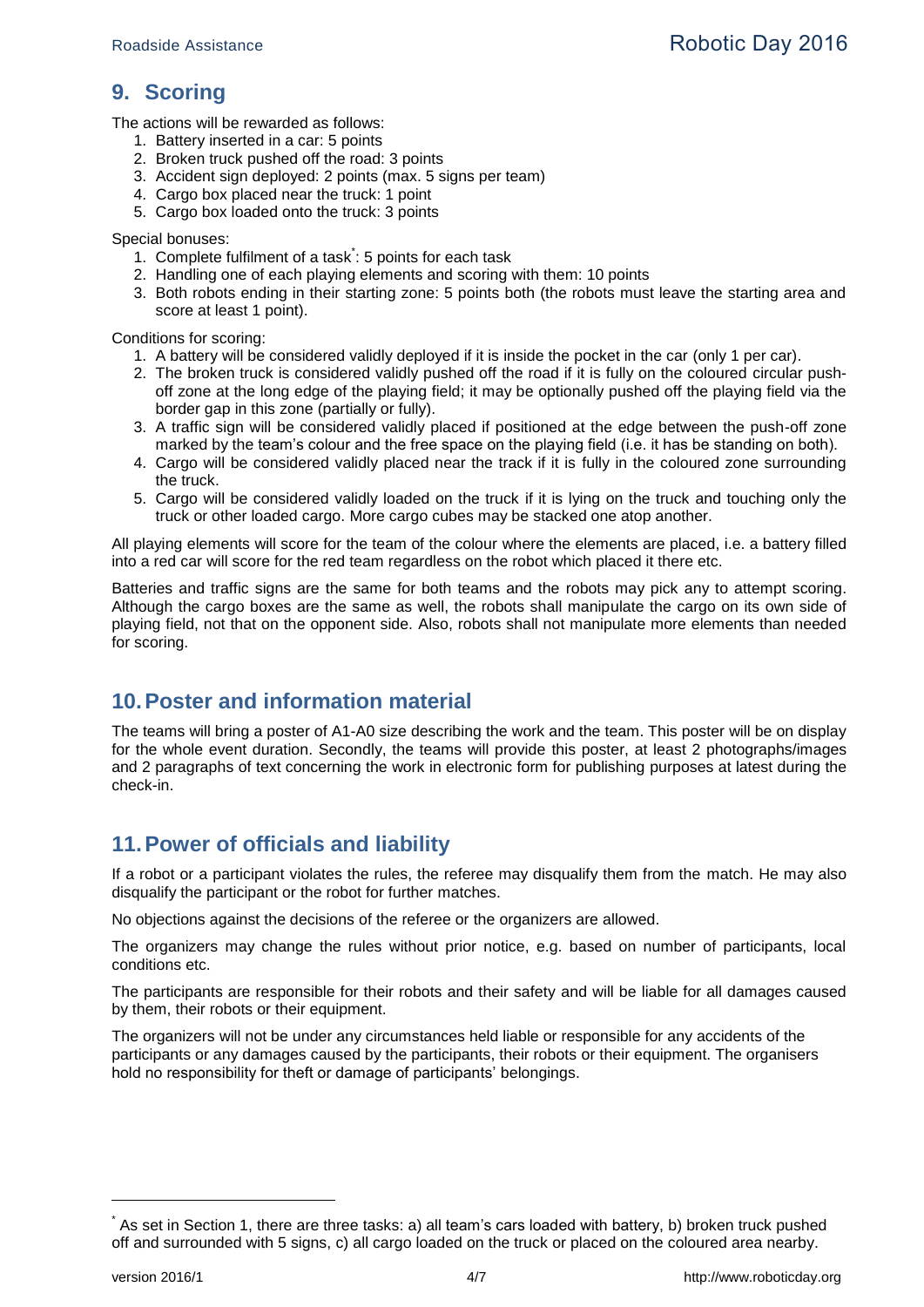## 9. Scoring

The actions will be rewarded as follows:

1. Battery inserted in a car: 5 points
2. Broken truck pushed off the road: 3 points
3. Accident sign deployed: 2 points (max. 5 signs per team)
4. Cargo box placed near the truck: 1 point
5. Cargo box loaded onto the truck: 3 points

Special bonuses:

1. Complete fulfilment of a task*: 5 points for each task
2. Handling one of each playing elements and scoring with them: 10 points
3. Both robots ending in their starting zone: 5 points both (the robots must leave the starting area and score at least 1 point).

Conditions for scoring:

1. A battery will be considered validly deployed if it is inside the pocket in the car (only 1 per car).
2. The broken truck is considered validly pushed off the road if it is fully on the coloured circular push-off zone at the long edge of the playing field; it may be optionally pushed off the playing field via the border gap in this zone (partially or fully).
3. A traffic sign will be considered validly placed if positioned at the edge between the push-off zone marked by the team's colour and the free space on the playing field (i.e. it has be standing on both).
4. Cargo will be considered validly placed near the track if it is fully in the coloured zone surrounding the truck.
5. Cargo will be considered validly loaded on the truck if it is lying on the truck and touching only the truck or other loaded cargo. More cargo cubes may be stacked one atop another.

All playing elements will score for the team of the colour where the elements are placed, i.e. a battery filled into a red car will score for the red team regardless on the robot which placed it there etc.

Batteries and traffic signs are the same for both teams and the robots may pick any to attempt scoring. Although the cargo boxes are the same as well, the robots shall manipulate the cargo on its own side of playing field, not that on the opponent side. Also, robots shall not manipulate more elements than needed for scoring.

## 10. Poster and information material

The teams will bring a poster of A1-A0 size describing the work and the team. This poster will be on display for the whole event duration. Secondly, the teams will provide this poster, at least 2 photographs/images and 2 paragraphs of text concerning the work in electronic form for publishing purposes at latest during the check-in.

## 11. Power of officials and liability

If a robot or a participant violates the rules, the referee may disqualify them from the match. He may also disqualify the participant or the robot for further matches.

No objections against the decisions of the referee or the organizers are allowed.

The organizers may change the rules without prior notice, e.g. based on number of participants, local conditions etc.

The participants are responsible for their robots and their safety and will be liable for all damages caused by them, their robots or their equipment.

The organizers will not be under any circumstances held liable or responsible for any accidents of the participants or any damages caused by the participants, their robots or their equipment. The organisers hold no responsibility for theft or damage of participants' belongings.

---

* As set in Section 1, there are three tasks: a) all team's cars loaded with battery, b) broken truck pushed off and surrounded with 5 signs, c) all cargo loaded on the truck or placed on the coloured area nearby.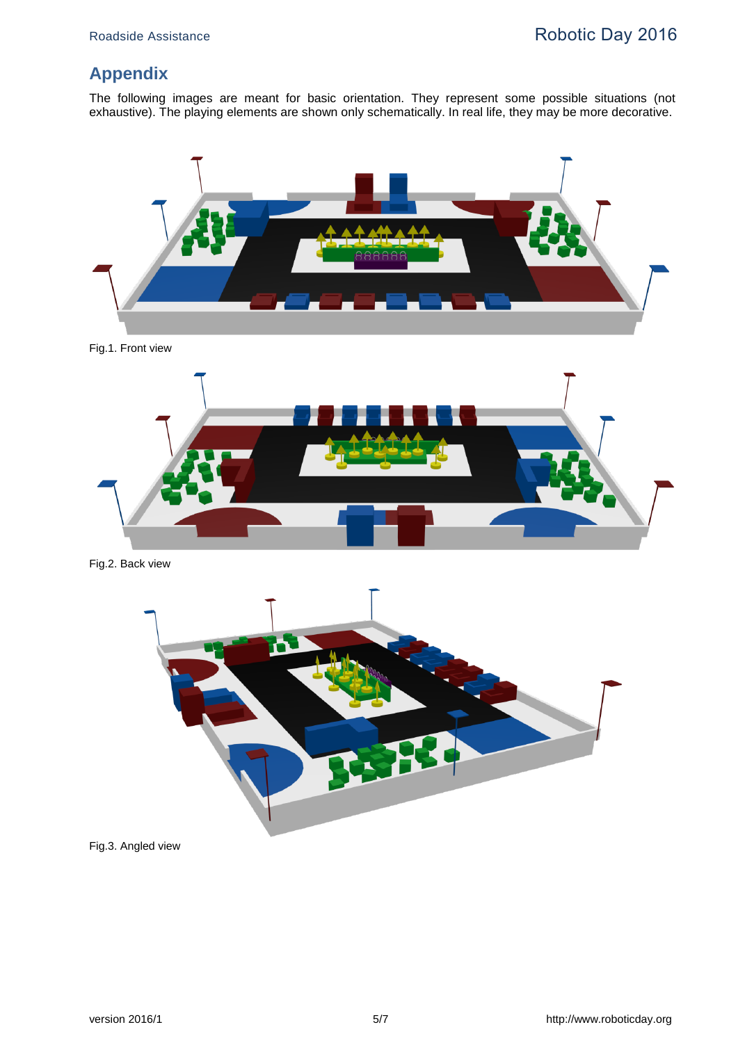## Appendix

The following images are meant for basic orientation. They represent some possible situations (not exhaustive). The playing elements are shown only schematically. In real life, they may be more decorative.

Fig.1. Front view

Fig.2. Back view

Fig.3. Angled view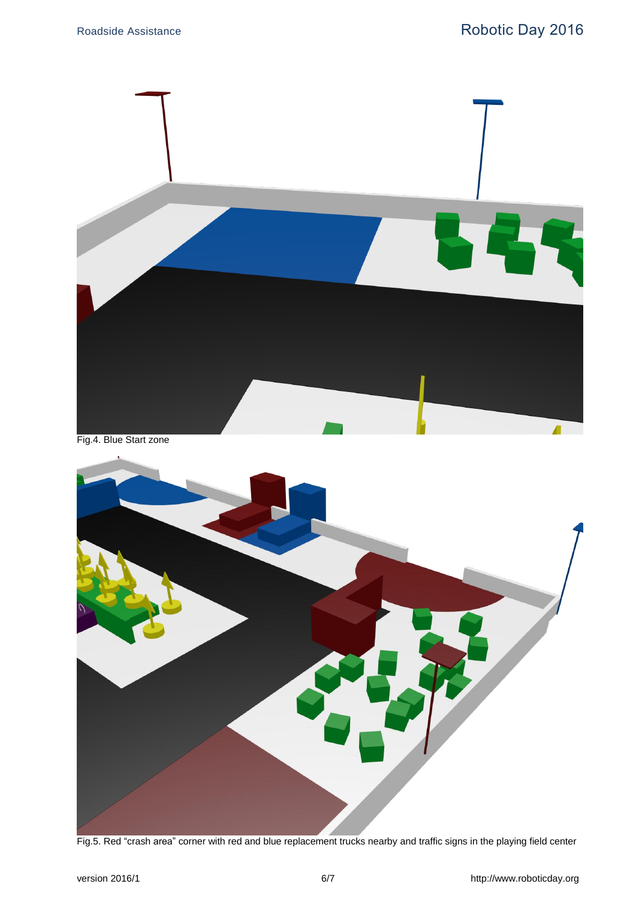Fig.4. Blue Start zone

Fig.5. Red “crash area” corner with red and blue replacement trucks nearby and traffic signs in the playing field center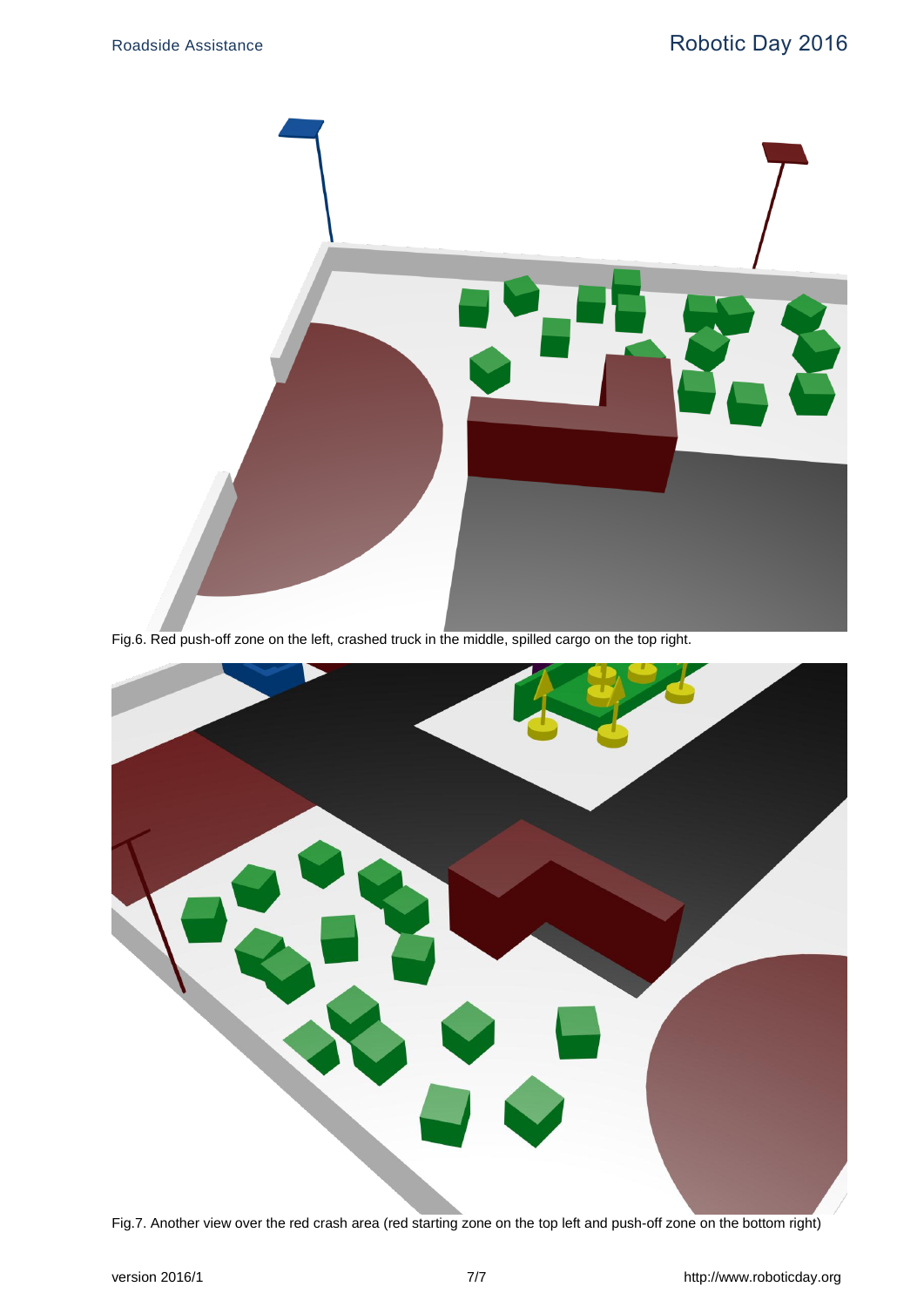Fig.6. Red push-off zone on the left, crashed truck in the middle, spilled cargo on the top right.

Fig.7. Another view over the red crash area (red starting zone on the top left and push-off zone on the bottom right)